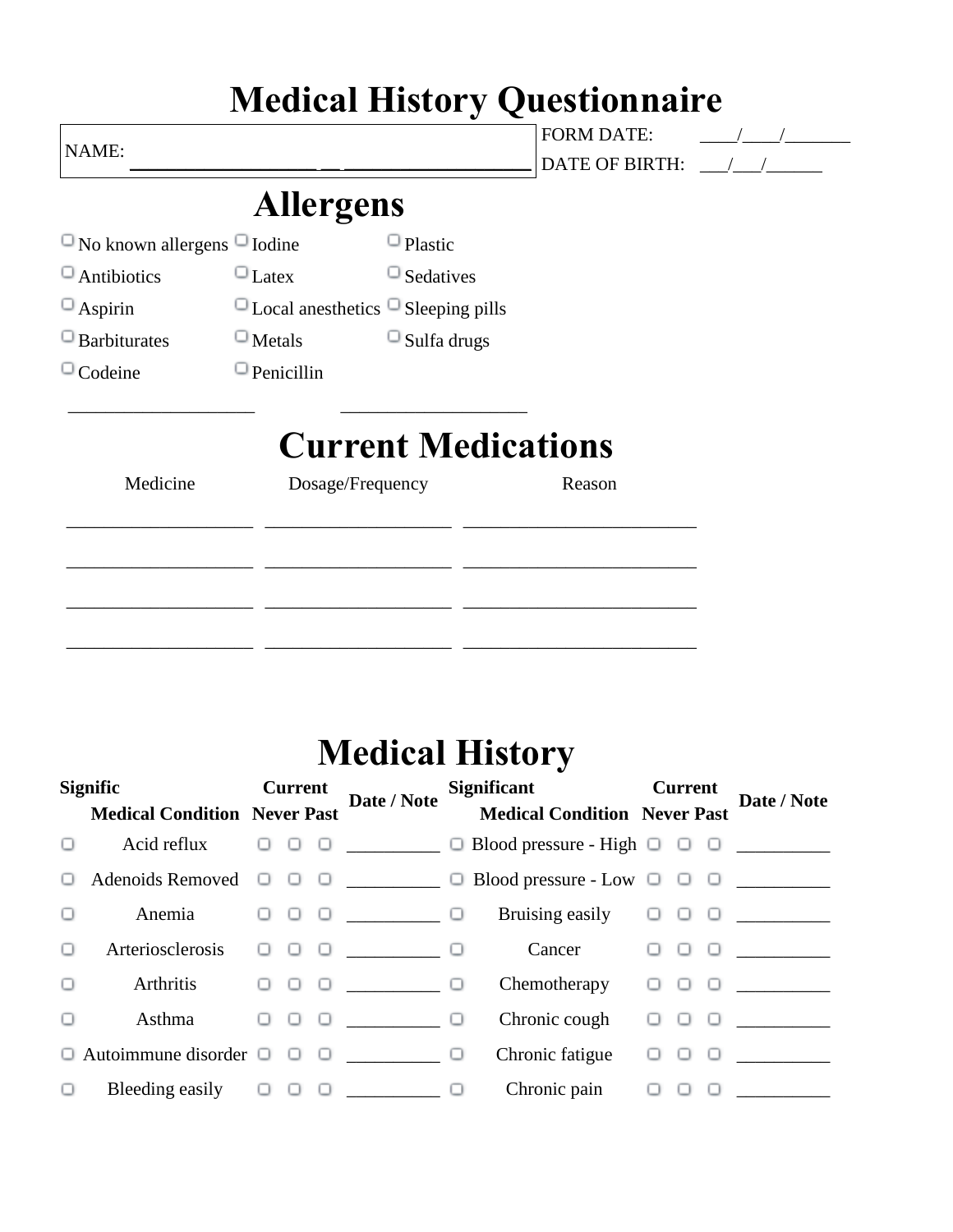# Medical History Questionnaire

NAME: ________________ __ ________________ | FORM DATE: ____/____/_______ | DATE OF BIRTH: ___/___/______

## Allergens

- ☐ No known allergens
- ☐ Antibiotics
- ☐ Aspirin
- ☐ Barbiturates
- ☐ Codeine
- ☐ Iodine
- ☐ Latex
- ☐ Local anesthetics
- ☐ Metals
- ☐ Penicillin
- ☐ Plastic
- ☐ Sedatives
- ☐ Sleeping pills
- ☐ Sulfa drugs

___________________ ___________________

## Current Medications

| Medicine | Dosage/Frequency | Reason |
|---|---|---|
| ___________________ | ___________________ | ________________________ |
| ___________________ | ___________________ | ________________________ |
| ___________________ | ___________________ | ________________________ |
| ___________________ | ___________________ | ________________________ |

## Medical History

| Signific | Medical Condition | Current | Never | Past | Date / Note | Significant | Medical Condition | Current | Never | Past | Date / Note |
|---|---|---|---|---|---|---|---|---|---|---|---|
| ☐ | Acid reflux | ☐ | ☐ | ☐ | __________ | ☐ | Blood pressure - High | ☐ | ☐ | ☐ | __________ |
| ☐ | Adenoids Removed | ☐ | ☐ | ☐ | __________ | ☐ | Blood pressure - Low | ☐ | ☐ | ☐ | __________ |
| ☐ | Anemia | ☐ | ☐ | ☐ | __________ | ☐ | Bruising easily | ☐ | ☐ | ☐ | __________ |
| ☐ | Arteriosclerosis | ☐ | ☐ | ☐ | __________ | ☐ | Cancer | ☐ | ☐ | ☐ | __________ |
| ☐ | Arthritis | ☐ | ☐ | ☐ | __________ | ☐ | Chemotherapy | ☐ | ☐ | ☐ | __________ |
| ☐ | Asthma | ☐ | ☐ | ☐ | __________ | ☐ | Chronic cough | ☐ | ☐ | ☐ | __________ |
| ☐ | Autoimmune disorder | ☐ | ☐ | ☐ | __________ | ☐ | Chronic fatigue | ☐ | ☐ | ☐ | __________ |
| ☐ | Bleeding easily | ☐ | ☐ | ☐ | __________ | ☐ | Chronic pain | ☐ | ☐ | ☐ | __________ |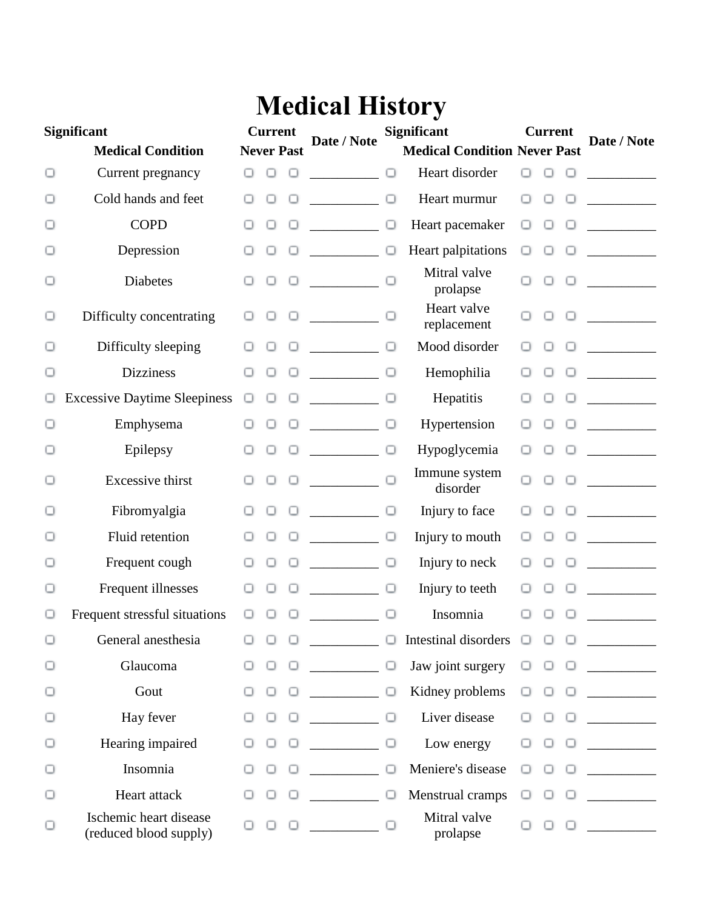# Medical History

| Significant | Medical Condition | Current | Never | Past | Date / Note | Significant | Medical Condition | Current | Never | Past | Date / Note |
|---|---|---|---|---|---|---|---|---|---|---|---|
| ▢ | Current pregnancy | ▢ | ▢ | ▢ | __________ | ▢ | Heart disorder | ▢ | ▢ | ▢ | __________ |
| ▢ | Cold hands and feet | ▢ | ▢ | ▢ | __________ | ▢ | Heart murmur | ▢ | ▢ | ▢ | __________ |
| ▢ | COPD | ▢ | ▢ | ▢ | __________ | ▢ | Heart pacemaker | ▢ | ▢ | ▢ | __________ |
| ▢ | Depression | ▢ | ▢ | ▢ | __________ | ▢ | Heart palpitations | ▢ | ▢ | ▢ | __________ |
| ▢ | Diabetes | ▢ | ▢ | ▢ | __________ | ▢ | Mitral valve prolapse | ▢ | ▢ | ▢ | __________ |
| ▢ | Difficulty concentrating | ▢ | ▢ | ▢ | __________ | ▢ | Heart valve replacement | ▢ | ▢ | ▢ | __________ |
| ▢ | Difficulty sleeping | ▢ | ▢ | ▢ | __________ | ▢ | Mood disorder | ▢ | ▢ | ▢ | __________ |
| ▢ | Dizziness | ▢ | ▢ | ▢ | __________ | ▢ | Hemophilia | ▢ | ▢ | ▢ | __________ |
| ▢ | Excessive Daytime Sleepiness | ▢ | ▢ | ▢ | __________ | ▢ | Hepatitis | ▢ | ▢ | ▢ | __________ |
| ▢ | Emphysema | ▢ | ▢ | ▢ | __________ | ▢ | Hypertension | ▢ | ▢ | ▢ | __________ |
| ▢ | Epilepsy | ▢ | ▢ | ▢ | __________ | ▢ | Hypoglycemia | ▢ | ▢ | ▢ | __________ |
| ▢ | Excessive thirst | ▢ | ▢ | ▢ | __________ | ▢ | Immune system disorder | ▢ | ▢ | ▢ | __________ |
| ▢ | Fibromyalgia | ▢ | ▢ | ▢ | __________ | ▢ | Injury to face | ▢ | ▢ | ▢ | __________ |
| ▢ | Fluid retention | ▢ | ▢ | ▢ | __________ | ▢ | Injury to mouth | ▢ | ▢ | ▢ | __________ |
| ▢ | Frequent cough | ▢ | ▢ | ▢ | __________ | ▢ | Injury to neck | ▢ | ▢ | ▢ | __________ |
| ▢ | Frequent illnesses | ▢ | ▢ | ▢ | __________ | ▢ | Injury to teeth | ▢ | ▢ | ▢ | __________ |
| ▢ | Frequent stressful situations | ▢ | ▢ | ▢ | __________ | ▢ | Insomnia | ▢ | ▢ | ▢ | __________ |
| ▢ | General anesthesia | ▢ | ▢ | ▢ | __________ | ▢ | Intestinal disorders | ▢ | ▢ | ▢ | __________ |
| ▢ | Glaucoma | ▢ | ▢ | ▢ | __________ | ▢ | Jaw joint surgery | ▢ | ▢ | ▢ | __________ |
| ▢ | Gout | ▢ | ▢ | ▢ | __________ | ▢ | Kidney problems | ▢ | ▢ | ▢ | __________ |
| ▢ | Hay fever | ▢ | ▢ | ▢ | __________ | ▢ | Liver disease | ▢ | ▢ | ▢ | __________ |
| ▢ | Hearing impaired | ▢ | ▢ | ▢ | __________ | ▢ | Low energy | ▢ | ▢ | ▢ | __________ |
| ▢ | Insomnia | ▢ | ▢ | ▢ | __________ | ▢ | Meniere's disease | ▢ | ▢ | ▢ | __________ |
| ▢ | Heart attack | ▢ | ▢ | ▢ | __________ | ▢ | Menstrual cramps | ▢ | ▢ | ▢ | __________ |
| ▢ | Ischemic heart disease (reduced blood supply) | ▢ | ▢ | ▢ | __________ | ▢ | Mitral valve prolapse | ▢ | ▢ | ▢ | __________ |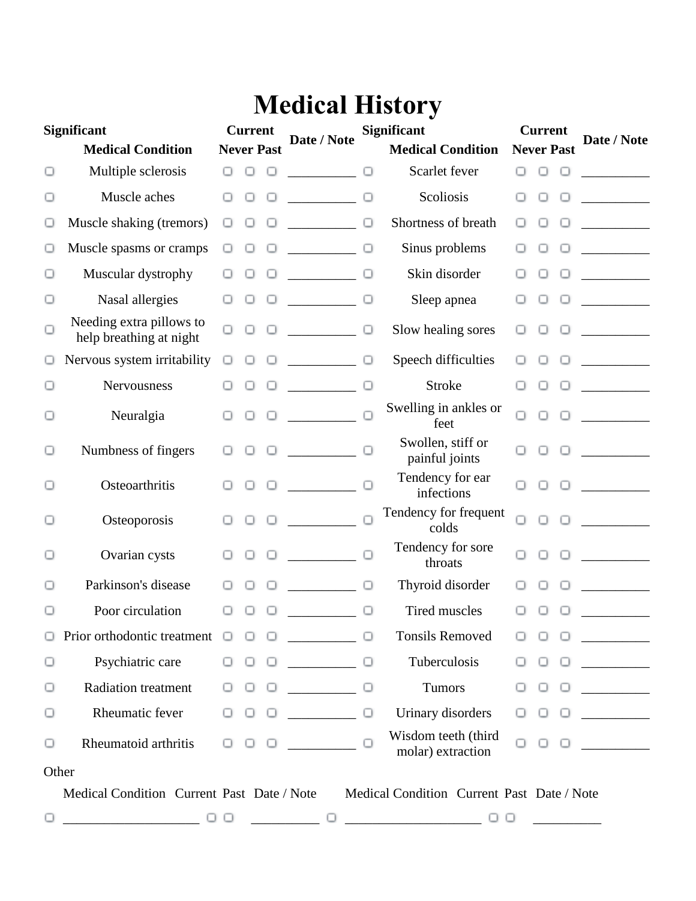# Medical History

| Significant | Medical Condition | Current | Never | Past | Date / Note | Significant | Medical Condition | Current | Never | Past | Date / Note |
|---|---|---|---|---|---|---|---|---|---|---|---|
| ▢ | Multiple sclerosis | ▢ | ▢ | ▢ | __________ | ▢ | Scarlet fever | ▢ | ▢ | ▢ | __________ |
| ▢ | Muscle aches | ▢ | ▢ | ▢ | __________ | ▢ | Scoliosis | ▢ | ▢ | ▢ | __________ |
| ▢ | Muscle shaking (tremors) | ▢ | ▢ | ▢ | __________ | ▢ | Shortness of breath | ▢ | ▢ | ▢ | __________ |
| ▢ | Muscle spasms or cramps | ▢ | ▢ | ▢ | __________ | ▢ | Sinus problems | ▢ | ▢ | ▢ | __________ |
| ▢ | Muscular dystrophy | ▢ | ▢ | ▢ | __________ | ▢ | Skin disorder | ▢ | ▢ | ▢ | __________ |
| ▢ | Nasal allergies | ▢ | ▢ | ▢ | __________ | ▢ | Sleep apnea | ▢ | ▢ | ▢ | __________ |
| ▢ | Needing extra pillows to help breathing at night | ▢ | ▢ | ▢ | __________ | ▢ | Slow healing sores | ▢ | ▢ | ▢ | __________ |
| ▢ | Nervous system irritability | ▢ | ▢ | ▢ | __________ | ▢ | Speech difficulties | ▢ | ▢ | ▢ | __________ |
| ▢ | Nervousness | ▢ | ▢ | ▢ | __________ | ▢ | Stroke | ▢ | ▢ | ▢ | __________ |
| ▢ | Neuralgia | ▢ | ▢ | ▢ | __________ | ▢ | Swelling in ankles or feet | ▢ | ▢ | ▢ | __________ |
| ▢ | Numbness of fingers | ▢ | ▢ | ▢ | __________ | ▢ | Swollen, stiff or painful joints | ▢ | ▢ | ▢ | __________ |
| ▢ | Osteoarthritis | ▢ | ▢ | ▢ | __________ | ▢ | Tendency for ear infections | ▢ | ▢ | ▢ | __________ |
| ▢ | Osteoporosis | ▢ | ▢ | ▢ | __________ | ▢ | Tendency for frequent colds | ▢ | ▢ | ▢ | __________ |
| ▢ | Ovarian cysts | ▢ | ▢ | ▢ | __________ | ▢ | Tendency for sore throats | ▢ | ▢ | ▢ | __________ |
| ▢ | Parkinson's disease | ▢ | ▢ | ▢ | __________ | ▢ | Thyroid disorder | ▢ | ▢ | ▢ | __________ |
| ▢ | Poor circulation | ▢ | ▢ | ▢ | __________ | ▢ | Tired muscles | ▢ | ▢ | ▢ | __________ |
| ▢ | Prior orthodontic treatment | ▢ | ▢ | ▢ | __________ | ▢ | Tonsils Removed | ▢ | ▢ | ▢ | __________ |
| ▢ | Psychiatric care | ▢ | ▢ | ▢ | __________ | ▢ | Tuberculosis | ▢ | ▢ | ▢ | __________ |
| ▢ | Radiation treatment | ▢ | ▢ | ▢ | __________ | ▢ | Tumors | ▢ | ▢ | ▢ | __________ |
| ▢ | Rheumatic fever | ▢ | ▢ | ▢ | __________ | ▢ | Urinary disorders | ▢ | ▢ | ▢ | __________ |
| ▢ | Rheumatoid arthritis | ▢ | ▢ | ▢ | __________ | ▢ | Wisdom teeth (third molar) extraction | ▢ | ▢ | ▢ | __________ |

Other

| | Medical Condition | Current | Past | Date / Note | | Medical Condition | Current | Past | Date / Note |
|---|---|---|---|---|---|---|---|---|---|
| ▢ | ____________________ | ▢ | ▢ | __________ | ▢ | ____________________ | ▢ | ▢ | __________ |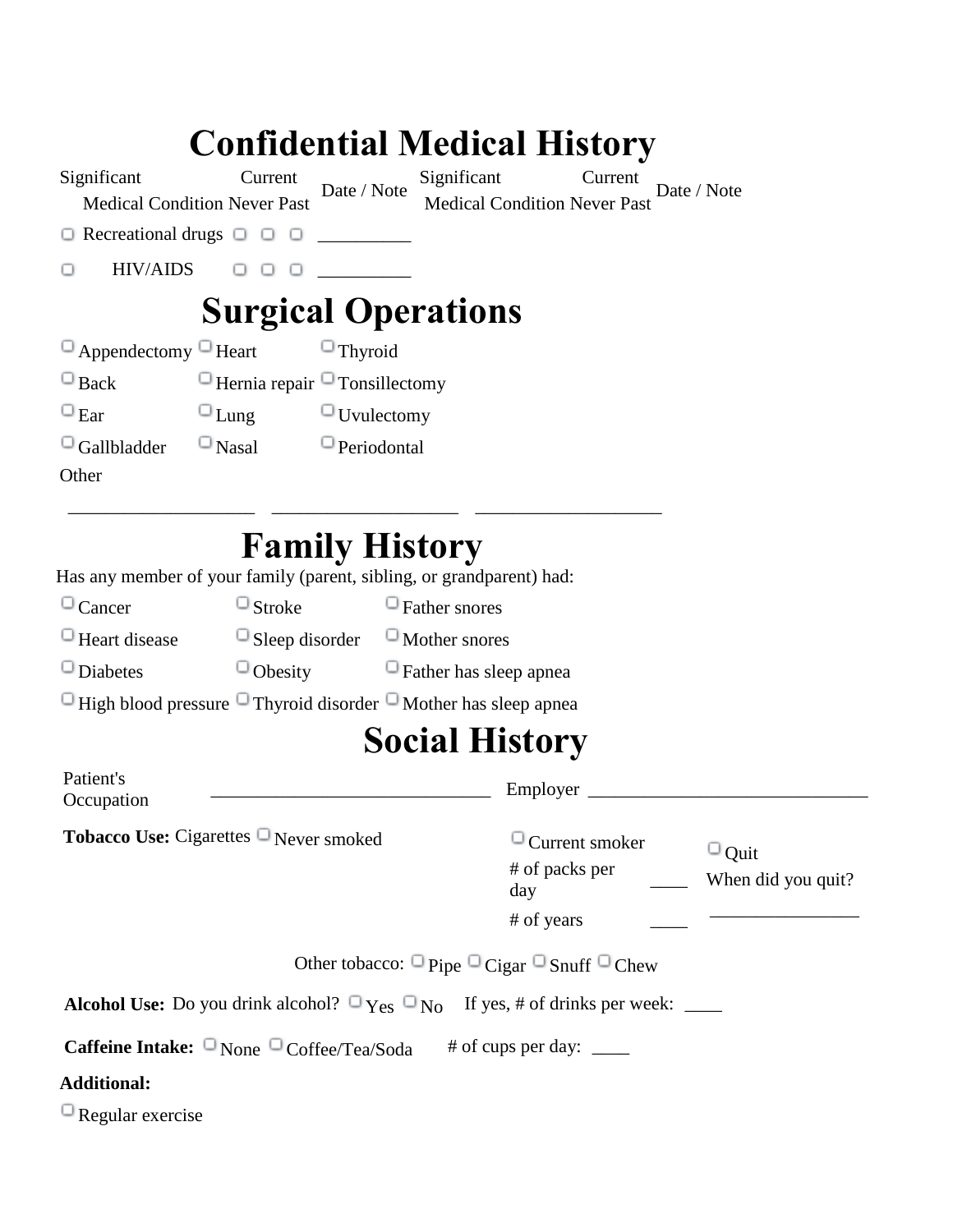# Confidential Medical History

| Significant Medical Condition | Current | Never | Past | Date / Note | Significant Medical Condition | Current | Never | Past | Date / Note |
|---|---|---|---|---|---|---|---|---|---|
| ☐ Recreational drugs | ☐ | ☐ | ☐ | __________ | | | | | |
| ☐ HIV/AIDS | ☐ | ☐ | ☐ | __________ | | | | | |

# Surgical Operations

| | | |
|---|---|---|
| ☐ Appendectomy | ☐ Heart | ☐ Thyroid |
| ☐ Back | ☐ Hernia repair | ☐ Tonsillectomy |
| ☐ Ear | ☐ Lung | ☐ Uvulectomy |
| ☐ Gallbladder | ☐ Nasal | ☐ Periodontal |

Other

___________________ ___________________ ___________________

# Family History

Has any member of your family (parent, sibling, or grandparent) had:

| | | |
|---|---|---|
| ☐ Cancer | ☐ Stroke | ☐ Father snores |
| ☐ Heart disease | ☐ Sleep disorder | ☐ Mother snores |
| ☐ Diabetes | ☐ Obesity | ☐ Father has sleep apnea |
| ☐ High blood pressure | ☐ Thyroid disorder | ☐ Mother has sleep apnea |

# Social History

Patient's Occupation ______________________________ Employer ______________________________

**Tobacco Use:** Cigarettes ☐ Never smoked

☐ Current smoker

\# of packs per day ____

\# of years ____

☐ Quit

When did you quit? ________________

Other tobacco: ☐ Pipe ☐ Cigar ☐ Snuff ☐ Chew

**Alcohol Use:** Do you drink alcohol? ☐ Yes ☐ No If yes, # of drinks per week: ____

**Caffeine Intake:** ☐ None ☐ Coffee/Tea/Soda # of cups per day: ____

**Additional:**

☐ Regular exercise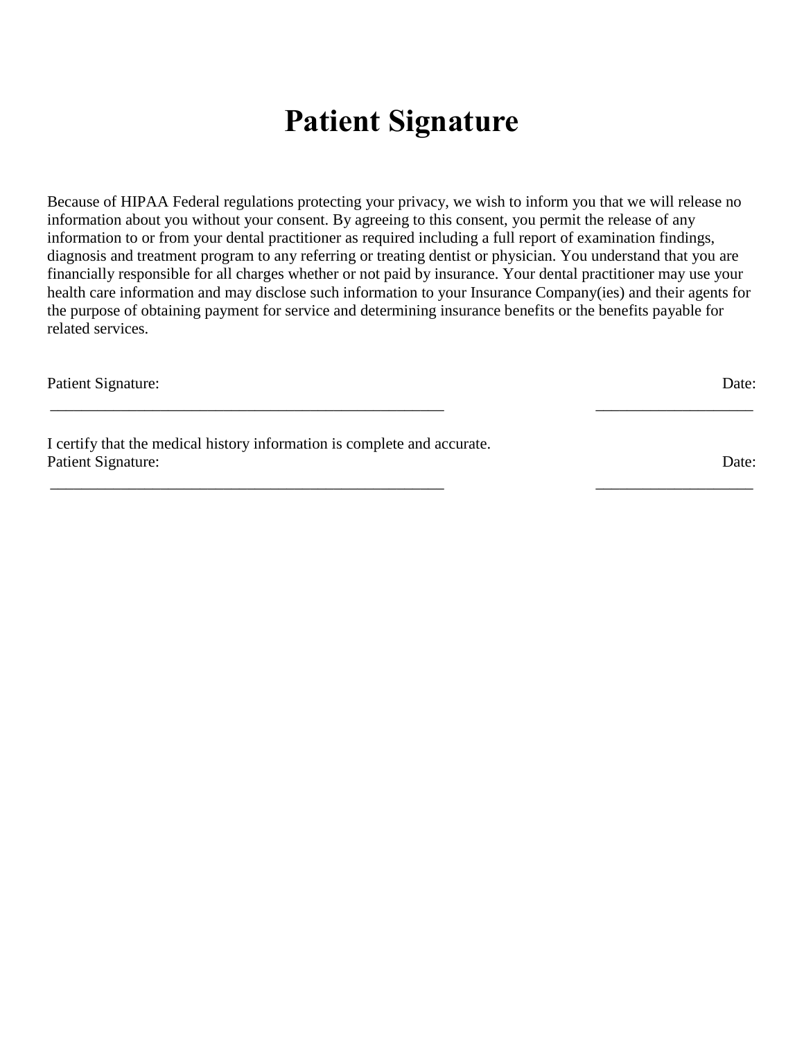# Patient Signature

Because of HIPAA Federal regulations protecting your privacy, we wish to inform you that we will release no information about you without your consent. By agreeing to this consent, you permit the release of any information to or from your dental practitioner as required including a full report of examination findings, diagnosis and treatment program to any referring or treating dentist or physician. You understand that you are financially responsible for all charges whether or not paid by insurance. Your dental practitioner may use your health care information and may disclose such information to your Insurance Company(ies) and their agents for the purpose of obtaining payment for service and determining insurance benefits or the benefits payable for related services.

Patient Signature: ____________________________________________________ Date: ____________________

I certify that the medical history information is complete and accurate.

Patient Signature: ____________________________________________________ Date: ____________________